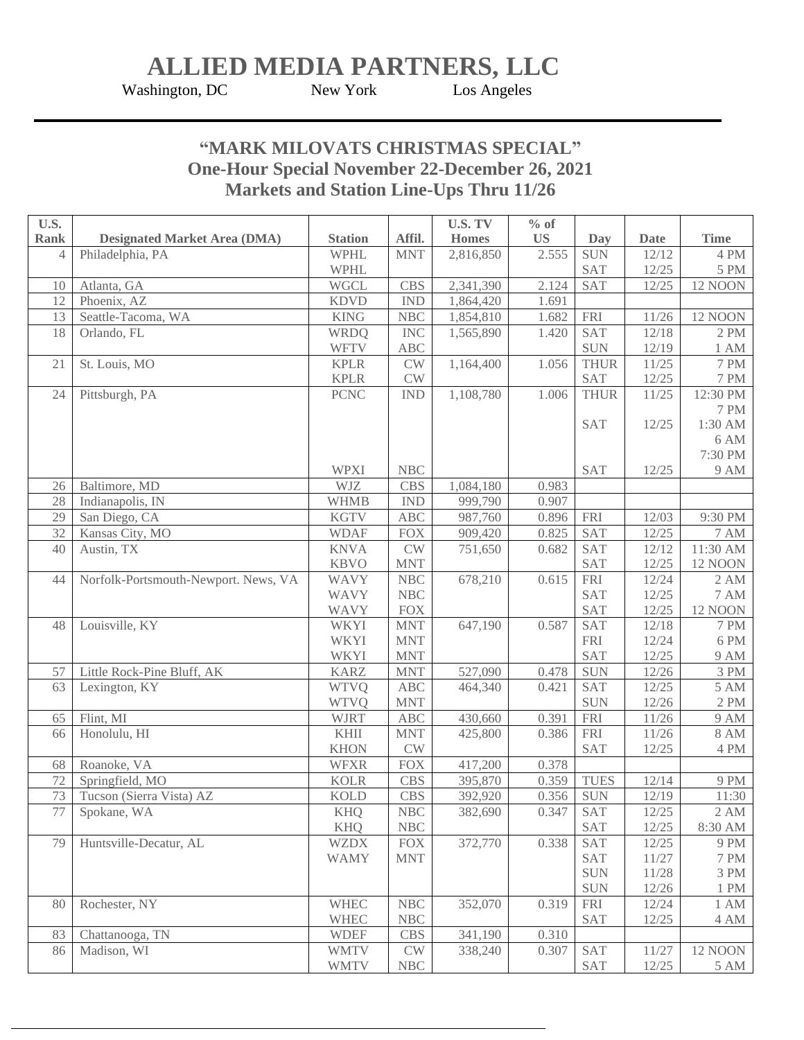# ALLIED MEDIA PARTNERS, LLC

Washington, DC New York Los Angeles

## "MARK MILOVATS CHRISTMAS SPECIAL"
## One-Hour Special November 22-December 26, 2021
## Markets and Station Line-Ups Thru 11/26

| U.S. Rank | Designated Market Area (DMA) | Station | Affil. | U.S. TV Homes | % of US | Day | Date | Time |
|---|---|---|---|---|---|---|---|---|
| 4 | Philadelphia, PA | WPHL | MNT | 2,816,850 | 2.555 | SUN | 12/12 | 4 PM |
| | | WPHL | | | | SAT | 12/25 | 5 PM |
| 10 | Atlanta, GA | WGCL | CBS | 2,341,390 | 2.124 | SAT | 12/25 | 12 NOON |
| 12 | Phoenix, AZ | KDVD | IND | 1,864,420 | 1.691 | | | |
| 13 | Seattle-Tacoma, WA | KING | NBC | 1,854,810 | 1.682 | FRI | 11/26 | 12 NOON |
| 18 | Orlando, FL | WRDQ | INC | 1,565,890 | 1.420 | SAT | 12/18 | 2 PM |
| | | WFTV | ABC | | | SUN | 12/19 | 1 AM |
| 21 | St. Louis, MO | KPLR | CW | 1,164,400 | 1.056 | THUR | 11/25 | 7 PM |
| | | KPLR | CW | | | SAT | 12/25 | 7 PM |
| 24 | Pittsburgh, PA | PCNC | IND | 1,108,780 | 1.006 | THUR | 11/25 | 12:30 PM |
| | | | | | | | | 7 PM |
| | | | | | | SAT | 12/25 | 1:30 AM |
| | | | | | | | | 6 AM |
| | | | | | | | | 7:30 PM |
| | | WPXI | NBC | | | SAT | 12/25 | 9 AM |
| 26 | Baltimore, MD | WJZ | CBS | 1,084,180 | 0.983 | | | |
| 28 | Indianapolis, IN | WHMB | IND | 999,790 | 0.907 | | | |
| 29 | San Diego, CA | KGTV | ABC | 987,760 | 0.896 | FRI | 12/03 | 9:30 PM |
| 32 | Kansas City, MO | WDAF | FOX | 909,420 | 0.825 | SAT | 12/25 | 7 AM |
| 40 | Austin, TX | KNVA | CW | 751,650 | 0.682 | SAT | 12/12 | 11:30 AM |
| | | KBVO | MNT | | | SAT | 12/25 | 12 NOON |
| 44 | Norfolk-Portsmouth-Newport. News, VA | WAVY | NBC | 678,210 | 0.615 | FRI | 12/24 | 2 AM |
| | | WAVY | NBC | | | SAT | 12/25 | 7 AM |
| | | WAVY | FOX | | | SAT | 12/25 | 12 NOON |
| 48 | Louisville, KY | WKYI | MNT | 647,190 | 0.587 | SAT | 12/18 | 7 PM |
| | | WKYI | MNT | | | FRI | 12/24 | 6 PM |
| | | WKYI | MNT | | | SAT | 12/25 | 9 AM |
| 57 | Little Rock-Pine Bluff, AK | KARZ | MNT | 527,090 | 0.478 | SUN | 12/26 | 3 PM |
| 63 | Lexington, KY | WTVQ | ABC | 464,340 | 0.421 | SAT | 12/25 | 5 AM |
| | | WTVQ | MNT | | | SUN | 12/26 | 2 PM |
| 65 | Flint, MI | WJRT | ABC | 430,660 | 0.391 | FRI | 11/26 | 9 AM |
| 66 | Honolulu, HI | KHII | MNT | 425,800 | 0.386 | FRI | 11/26 | 8 AM |
| | | KHON | CW | | | SAT | 12/25 | 4 PM |
| 68 | Roanoke, VA | WFXR | FOX | 417,200 | 0.378 | | | |
| 72 | Springfield, MO | KOLR | CBS | 395,870 | 0.359 | TUES | 12/14 | 9 PM |
| 73 | Tucson (Sierra Vista) AZ | KOLD | CBS | 392,920 | 0.356 | SUN | 12/19 | 11:30 |
| 77 | Spokane, WA | KHQ | NBC | 382,690 | 0.347 | SAT | 12/25 | 2 AM |
| | | KHQ | NBC | | | SAT | 12/25 | 8:30 AM |
| 79 | Huntsville-Decatur, AL | WZDX | FOX | 372,770 | 0.338 | SAT | 12/25 | 9 PM |
| | | WAMY | MNT | | | SAT | 11/27 | 7 PM |
| | | | | | | SUN | 11/28 | 3 PM |
| | | | | | | SUN | 12/26 | 1 PM |
| 80 | Rochester, NY | WHEC | NBC | 352,070 | 0.319 | FRI | 12/24 | 1 AM |
| | | WHEC | NBC | | | SAT | 12/25 | 4 AM |
| 83 | Chattanooga, TN | WDEF | CBS | 341,190 | 0.310 | | | |
| 86 | Madison, WI | WMTV | CW | 338,240 | 0.307 | SAT | 11/27 | 12 NOON |
| | | WMTV | NBC | | | SAT | 12/25 | 5 AM |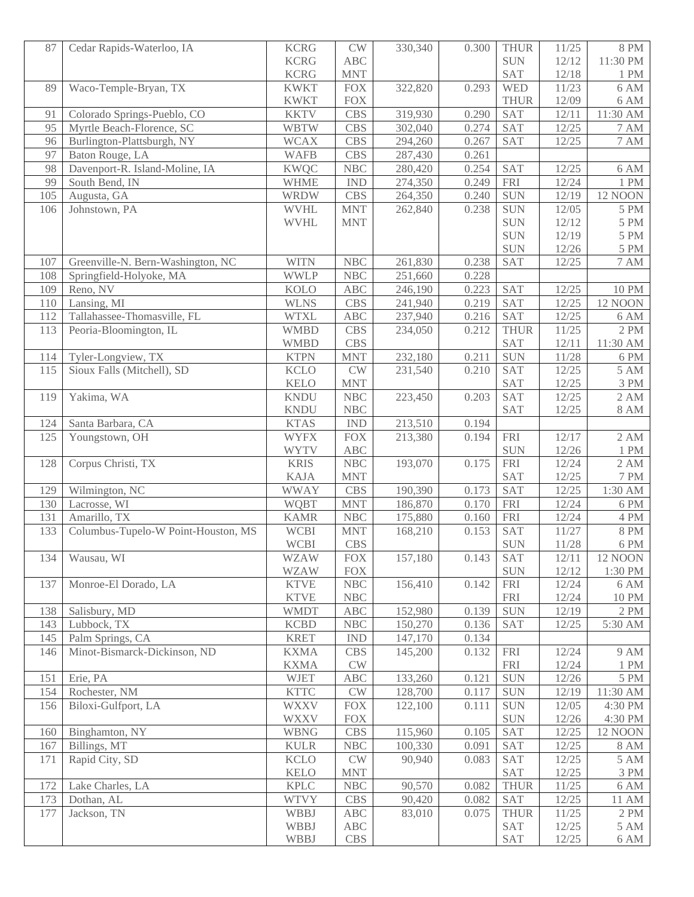| | | | | | | | | |
|---|---|---|---|---|---|---|---|---|
| 87 | Cedar Rapids-Waterloo, IA | KCRG | CW | 330,340 | 0.300 | THUR | 11/25 | 8 PM |
| | | KCRG | ABC | | | SUN | 12/12 | 11:30 PM |
| | | KCRG | MNT | | | SAT | 12/18 | 1 PM |
| 89 | Waco-Temple-Bryan, TX | KWKT | FOX | 322,820 | 0.293 | WED | 11/23 | 6 AM |
| | | KWKT | FOX | | | THUR | 12/09 | 6 AM |
| 91 | Colorado Springs-Pueblo, CO | KKTV | CBS | 319,930 | 0.290 | SAT | 12/11 | 11:30 AM |
| 95 | Myrtle Beach-Florence, SC | WBTW | CBS | 302,040 | 0.274 | SAT | 12/25 | 7 AM |
| 96 | Burlington-Plattsburgh, NY | WCAX | CBS | 294,260 | 0.267 | SAT | 12/25 | 7 AM |
| 97 | Baton Rouge, LA | WAFB | CBS | 287,430 | 0.261 | | | |
| 98 | Davenport-R. Island-Moline, IA | KWQC | NBC | 280,420 | 0.254 | SAT | 12/25 | 6 AM |
| 99 | South Bend, IN | WHME | IND | 274,350 | 0.249 | FRI | 12/24 | 1 PM |
| 105 | Augusta, GA | WRDW | CBS | 264,350 | 0.240 | SUN | 12/19 | 12 NOON |
| 106 | Johnstown, PA | WVHL | MNT | 262,840 | 0.238 | SUN | 12/05 | 5 PM |
| | | WVHL | MNT | | | SUN | 12/12 | 5 PM |
| | | | | | | SUN | 12/19 | 5 PM |
| | | | | | | SUN | 12/26 | 5 PM |
| 107 | Greenville-N. Bern-Washington, NC | WITN | NBC | 261,830 | 0.238 | SAT | 12/25 | 7 AM |
| 108 | Springfield-Holyoke, MA | WWLP | NBC | 251,660 | 0.228 | | | |
| 109 | Reno, NV | KOLO | ABC | 246,190 | 0.223 | SAT | 12/25 | 10 PM |
| 110 | Lansing, MI | WLNS | CBS | 241,940 | 0.219 | SAT | 12/25 | 12 NOON |
| 112 | Tallahassee-Thomasville, FL | WTXL | ABC | 237,940 | 0.216 | SAT | 12/25 | 6 AM |
| 113 | Peoria-Bloomington, IL | WMBD | CBS | 234,050 | 0.212 | THUR | 11/25 | 2 PM |
| | | WMBD | CBS | | | SAT | 12/11 | 11:30 AM |
| 114 | Tyler-Longview, TX | KTPN | MNT | 232,180 | 0.211 | SUN | 11/28 | 6 PM |
| 115 | Sioux Falls (Mitchell), SD | KCLO | CW | 231,540 | 0.210 | SAT | 12/25 | 5 AM |
| | | KELO | MNT | | | SAT | 12/25 | 3 PM |
| 119 | Yakima, WA | KNDU | NBC | 223,450 | 0.203 | SAT | 12/25 | 2 AM |
| | | KNDU | NBC | | | SAT | 12/25 | 8 AM |
| 124 | Santa Barbara, CA | KTAS | IND | 213,510 | 0.194 | | | |
| 125 | Youngstown, OH | WYFX | FOX | 213,380 | 0.194 | FRI | 12/17 | 2 AM |
| | | WYTV | ABC | | | SUN | 12/26 | 1 PM |
| 128 | Corpus Christi, TX | KRIS | NBC | 193,070 | 0.175 | FRI | 12/24 | 2 AM |
| | | KAJA | MNT | | | SAT | 12/25 | 7 PM |
| 129 | Wilmington, NC | WWAY | CBS | 190,390 | 0.173 | SAT | 12/25 | 1:30 AM |
| 130 | Lacrosse, WI | WQBT | MNT | 186,870 | 0.170 | FRI | 12/24 | 6 PM |
| 131 | Amarillo, TX | KAMR | NBC | 175,880 | 0.160 | FRI | 12/24 | 4 PM |
| 133 | Columbus-Tupelo-W Point-Houston, MS | WCBI | MNT | 168,210 | 0.153 | SAT | 11/27 | 8 PM |
| | | WCBI | CBS | | | SUN | 11/28 | 6 PM |
| 134 | Wausau, WI | WZAW | FOX | 157,180 | 0.143 | SAT | 12/11 | 12 NOON |
| | | WZAW | FOX | | | SUN | 12/12 | 1:30 PM |
| 137 | Monroe-El Dorado, LA | KTVE | NBC | 156,410 | 0.142 | FRI | 12/24 | 6 AM |
| | | KTVE | NBC | | | FRI | 12/24 | 10 PM |
| 138 | Salisbury, MD | WMDT | ABC | 152,980 | 0.139 | SUN | 12/19 | 2 PM |
| 143 | Lubbock, TX | KCBD | NBC | 150,270 | 0.136 | SAT | 12/25 | 5:30 AM |
| 145 | Palm Springs, CA | KRET | IND | 147,170 | 0.134 | | | |
| 146 | Minot-Bismarck-Dickinson, ND | KXMA | CBS | 145,200 | 0.132 | FRI | 12/24 | 9 AM |
| | | KXMA | CW | | | FRI | 12/24 | 1 PM |
| 151 | Erie, PA | WJET | ABC | 133,260 | 0.121 | SUN | 12/26 | 5 PM |
| 154 | Rochester, NM | KTTC | CW | 128,700 | 0.117 | SUN | 12/19 | 11:30 AM |
| 156 | Biloxi-Gulfport, LA | WXXV | FOX | 122,100 | 0.111 | SUN | 12/05 | 4:30 PM |
| | | WXXV | FOX | | | SUN | 12/26 | 4:30 PM |
| 160 | Binghamton, NY | WBNG | CBS | 115,960 | 0.105 | SAT | 12/25 | 12 NOON |
| 167 | Billings, MT | KULR | NBC | 100,330 | 0.091 | SAT | 12/25 | 8 AM |
| 171 | Rapid City, SD | KCLO | CW | 90,940 | 0.083 | SAT | 12/25 | 5 AM |
| | | KELO | MNT | | | SAT | 12/25 | 3 PM |
| 172 | Lake Charles, LA | KPLC | NBC | 90,570 | 0.082 | THUR | 11/25 | 6 AM |
| 173 | Dothan, AL | WTVY | CBS | 90,420 | 0.082 | SAT | 12/25 | 11 AM |
| 177 | Jackson, TN | WBBJ | ABC | 83,010 | 0.075 | THUR | 11/25 | 2 PM |
| | | WBBJ | ABC | | | SAT | 12/25 | 5 AM |
| | | WBBJ | CBS | | | SAT | 12/25 | 6 AM |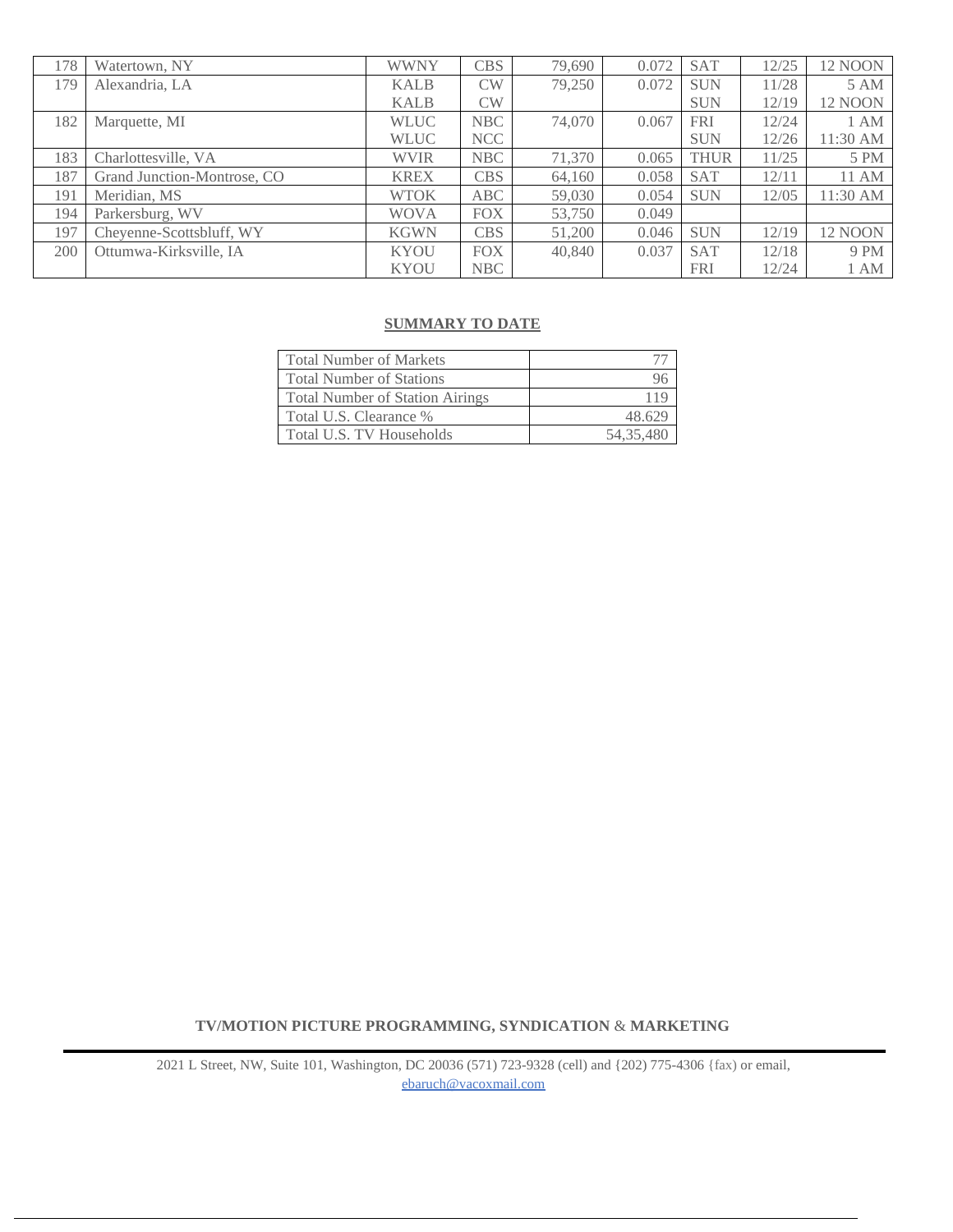| | | | | | | | | |
|---|---|---|---|---|---|---|---|---|
| 178 | Watertown, NY | WWNY | CBS | 79,690 | 0.072 | SAT | 12/25 | 12 NOON |
| 179 | Alexandria, LA | KALB | CW | 79,250 | 0.072 | SUN | 11/28 | 5 AM |
| | | KALB | CW | | | SUN | 12/19 | 12 NOON |
| 182 | Marquette, MI | WLUC | NBC | 74,070 | 0.067 | FRI | 12/24 | 1 AM |
| | | WLUC | NCC | | | SUN | 12/26 | 11:30 AM |
| 183 | Charlottesville, VA | WVIR | NBC | 71,370 | 0.065 | THUR | 11/25 | 5 PM |
| 187 | Grand Junction-Montrose, CO | KREX | CBS | 64,160 | 0.058 | SAT | 12/11 | 11 AM |
| 191 | Meridian, MS | WTOK | ABC | 59,030 | 0.054 | SUN | 12/05 | 11:30 AM |
| 194 | Parkersburg, WV | WOVA | FOX | 53,750 | 0.049 | | | |
| 197 | Cheyenne-Scottsbluff, WY | KGWN | CBS | 51,200 | 0.046 | SUN | 12/19 | 12 NOON |
| 200 | Ottumwa-Kirksville, IA | KYOU | FOX | 40,840 | 0.037 | SAT | 12/18 | 9 PM |
| | | KYOU | NBC | | | FRI | 12/24 | 1 AM |

**SUMMARY TO DATE**

| | |
|---|---|
| Total Number of Markets | 77 |
| Total Number of Stations | 96 |
| Total Number of Station Airings | 119 |
| Total U.S. Clearance % | 48.629 |
| Total U.S. TV Households | 54,35,480 |

**TV/MOTION PICTURE PROGRAMMING, SYNDICATION & MARKETING**

2021 L Street, NW, Suite 101, Washington, DC 20036 (571) 723-9328 (cell) and {202) 775-4306 {fax) or email, ebaruch@vacoxmail.com